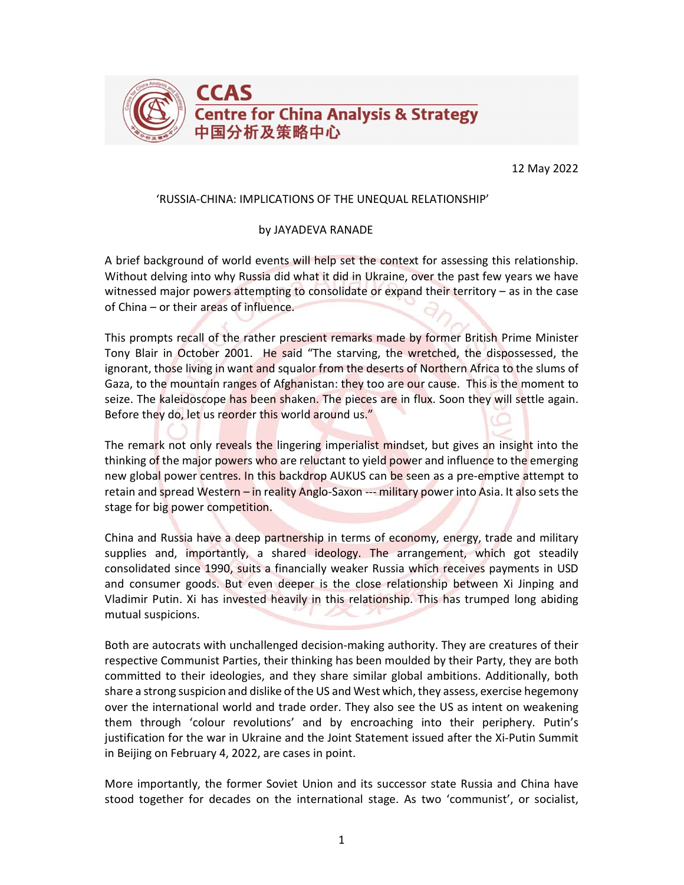CCAS
Centre for China Analysis & Strategy
中国分析及策略中心

12 May 2022

# 'RUSSIA-CHINA: IMPLICATIONS OF THE UNEQUAL RELATIONSHIP'

by JAYADEVA RANADE

A brief background of world events will help set the context for assessing this relationship. Without delving into why Russia did what it did in Ukraine, over the past few years we have witnessed major powers attempting to consolidate or expand their territory – as in the case of China – or their areas of influence.

This prompts recall of the rather prescient remarks made by former British Prime Minister Tony Blair in October 2001. He said "The starving, the wretched, the dispossessed, the ignorant, those living in want and squalor from the deserts of Northern Africa to the slums of Gaza, to the mountain ranges of Afghanistan: they too are our cause. This is the moment to seize. The kaleidoscope has been shaken. The pieces are in flux. Soon they will settle again. Before they do, let us reorder this world around us."

The remark not only reveals the lingering imperialist mindset, but gives an insight into the thinking of the major powers who are reluctant to yield power and influence to the emerging new global power centres. In this backdrop AUKUS can be seen as a pre-emptive attempt to retain and spread Western – in reality Anglo-Saxon --- military power into Asia. It also sets the stage for big power competition.

China and Russia have a deep partnership in terms of economy, energy, trade and military supplies and, importantly, a shared ideology. The arrangement, which got steadily consolidated since 1990, suits a financially weaker Russia which receives payments in USD and consumer goods. But even deeper is the close relationship between Xi Jinping and Vladimir Putin. Xi has invested heavily in this relationship. This has trumped long abiding mutual suspicions.

Both are autocrats with unchallenged decision-making authority. They are creatures of their respective Communist Parties, their thinking has been moulded by their Party, they are both committed to their ideologies, and they share similar global ambitions. Additionally, both share a strong suspicion and dislike of the US and West which, they assess, exercise hegemony over the international world and trade order. They also see the US as intent on weakening them through 'colour revolutions' and by encroaching into their periphery. Putin's justification for the war in Ukraine and the Joint Statement issued after the Xi-Putin Summit in Beijing on February 4, 2022, are cases in point.

More importantly, the former Soviet Union and its successor state Russia and China have stood together for decades on the international stage. As two 'communist', or socialist,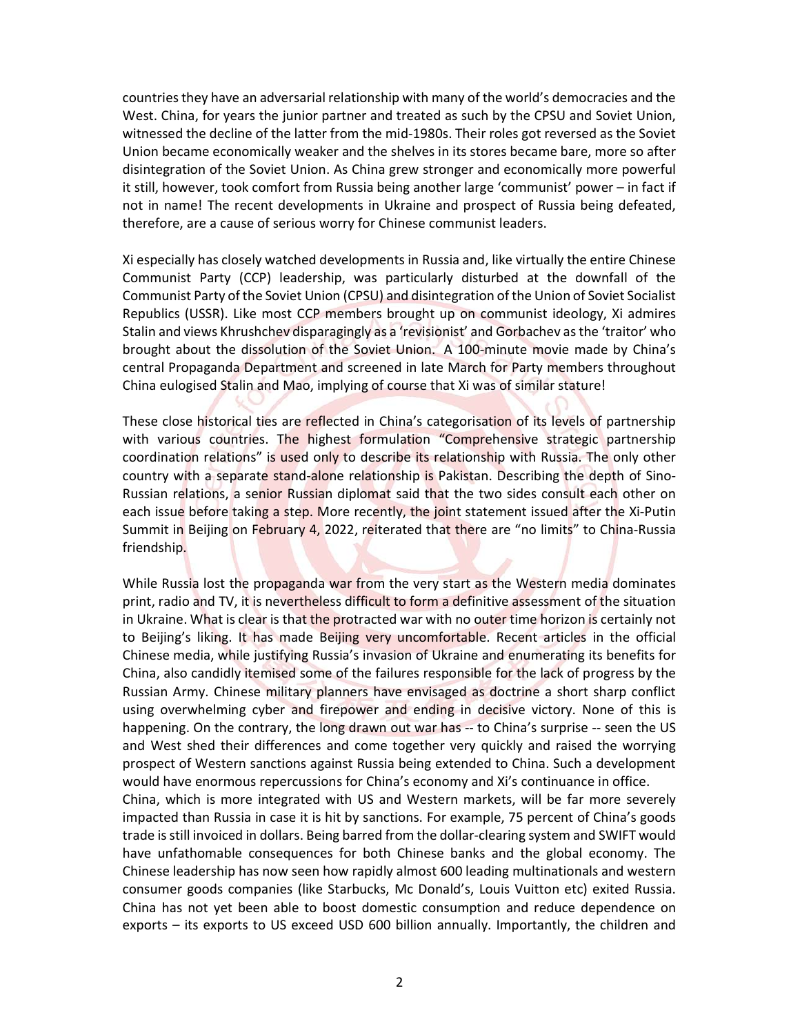countries they have an adversarial relationship with many of the world's democracies and the West. China, for years the junior partner and treated as such by the CPSU and Soviet Union, witnessed the decline of the latter from the mid-1980s. Their roles got reversed as the Soviet Union became economically weaker and the shelves in its stores became bare, more so after disintegration of the Soviet Union. As China grew stronger and economically more powerful it still, however, took comfort from Russia being another large 'communist' power – in fact if not in name! The recent developments in Ukraine and prospect of Russia being defeated, therefore, are a cause of serious worry for Chinese communist leaders.

Xi especially has closely watched developments in Russia and, like virtually the entire Chinese Communist Party (CCP) leadership, was particularly disturbed at the downfall of the Communist Party of the Soviet Union (CPSU) and disintegration of the Union of Soviet Socialist Republics (USSR). Like most CCP members brought up on communist ideology, Xi admires Stalin and views Khrushchev disparagingly as a 'revisionist' and Gorbachev as the 'traitor' who brought about the dissolution of the Soviet Union. A 100-minute movie made by China's central Propaganda Department and screened in late March for Party members throughout China eulogised Stalin and Mao, implying of course that Xi was of similar stature!

These close historical ties are reflected in China's categorisation of its levels of partnership with various countries. The highest formulation "Comprehensive strategic partnership coordination relations" is used only to describe its relationship with Russia. The only other country with a separate stand-alone relationship is Pakistan. Describing the depth of Sino-Russian relations, a senior Russian diplomat said that the two sides consult each other on each issue before taking a step. More recently, the joint statement issued after the Xi-Putin Summit in Beijing on February 4, 2022, reiterated that there are "no limits" to China-Russia friendship.

While Russia lost the propaganda war from the very start as the Western media dominates print, radio and TV, it is nevertheless difficult to form a definitive assessment of the situation in Ukraine. What is clear is that the protracted war with no outer time horizon is certainly not to Beijing's liking. It has made Beijing very uncomfortable. Recent articles in the official Chinese media, while justifying Russia's invasion of Ukraine and enumerating its benefits for China, also candidly itemised some of the failures responsible for the lack of progress by the Russian Army. Chinese military planners have envisaged as doctrine a short sharp conflict using overwhelming cyber and firepower and ending in decisive victory. None of this is happening. On the contrary, the long drawn out war has -- to China's surprise -- seen the US and West shed their differences and come together very quickly and raised the worrying prospect of Western sanctions against Russia being extended to China. Such a development would have enormous repercussions for China's economy and Xi's continuance in office.

China, which is more integrated with US and Western markets, will be far more severely impacted than Russia in case it is hit by sanctions. For example, 75 percent of China's goods trade is still invoiced in dollars. Being barred from the dollar-clearing system and SWIFT would have unfathomable consequences for both Chinese banks and the global economy. The Chinese leadership has now seen how rapidly almost 600 leading multinationals and western consumer goods companies (like Starbucks, Mc Donald's, Louis Vuitton etc) exited Russia. China has not yet been able to boost domestic consumption and reduce dependence on exports – its exports to US exceed USD 600 billion annually. Importantly, the children and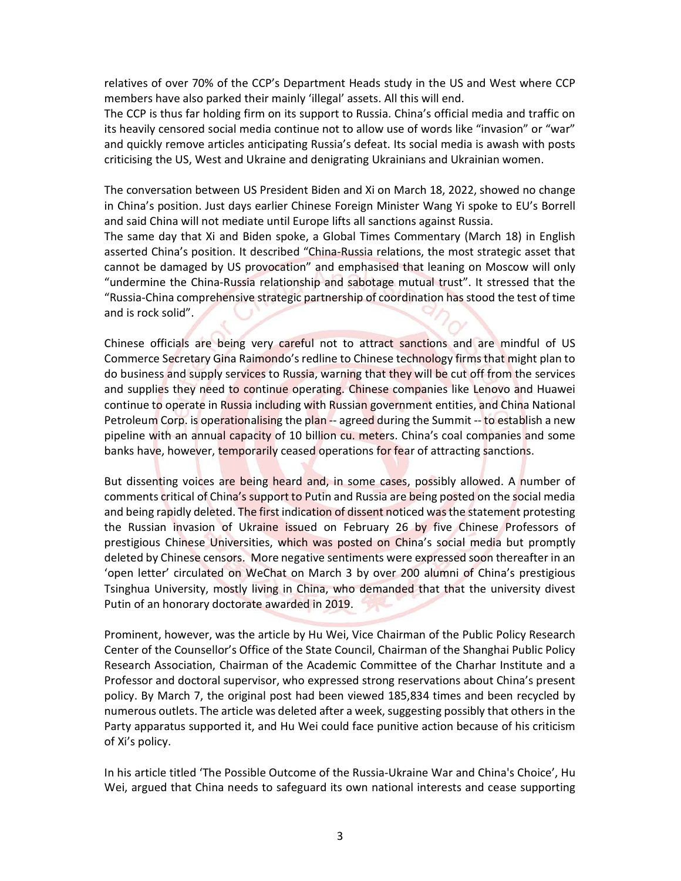relatives of over 70% of the CCP's Department Heads study in the US and West where CCP members have also parked their mainly 'illegal' assets. All this will end.

The CCP is thus far holding firm on its support to Russia. China's official media and traffic on its heavily censored social media continue not to allow use of words like "invasion" or "war" and quickly remove articles anticipating Russia's defeat. Its social media is awash with posts criticising the US, West and Ukraine and denigrating Ukrainians and Ukrainian women.

The conversation between US President Biden and Xi on March 18, 2022, showed no change in China's position. Just days earlier Chinese Foreign Minister Wang Yi spoke to EU's Borrell and said China will not mediate until Europe lifts all sanctions against Russia.

The same day that Xi and Biden spoke, a Global Times Commentary (March 18) in English asserted China's position. It described "China-Russia relations, the most strategic asset that cannot be damaged by US provocation" and emphasised that leaning on Moscow will only "undermine the China-Russia relationship and sabotage mutual trust". It stressed that the "Russia-China comprehensive strategic partnership of coordination has stood the test of time and is rock solid".

Chinese officials are being very careful not to attract sanctions and are mindful of US Commerce Secretary Gina Raimondo's redline to Chinese technology firms that might plan to do business and supply services to Russia, warning that they will be cut off from the services and supplies they need to continue operating. Chinese companies like Lenovo and Huawei continue to operate in Russia including with Russian government entities, and China National Petroleum Corp. is operationalising the plan -- agreed during the Summit -- to establish a new pipeline with an annual capacity of 10 billion cu. meters. China's coal companies and some banks have, however, temporarily ceased operations for fear of attracting sanctions.

But dissenting voices are being heard and, in some cases, possibly allowed. A number of comments critical of China's support to Putin and Russia are being posted on the social media and being rapidly deleted. The first indication of dissent noticed was the statement protesting the Russian invasion of Ukraine issued on February 26 by five Chinese Professors of prestigious Chinese Universities, which was posted on China's social media but promptly deleted by Chinese censors. More negative sentiments were expressed soon thereafter in an 'open letter' circulated on WeChat on March 3 by over 200 alumni of China's prestigious Tsinghua University, mostly living in China, who demanded that that the university divest Putin of an honorary doctorate awarded in 2019.

Prominent, however, was the article by Hu Wei, Vice Chairman of the Public Policy Research Center of the Counsellor's Office of the State Council, Chairman of the Shanghai Public Policy Research Association, Chairman of the Academic Committee of the Charhar Institute and a Professor and doctoral supervisor, who expressed strong reservations about China's present policy. By March 7, the original post had been viewed 185,834 times and been recycled by numerous outlets. The article was deleted after a week, suggesting possibly that others in the Party apparatus supported it, and Hu Wei could face punitive action because of his criticism of Xi's policy.

In his article titled 'The Possible Outcome of the Russia-Ukraine War and China's Choice', Hu Wei, argued that China needs to safeguard its own national interests and cease supporting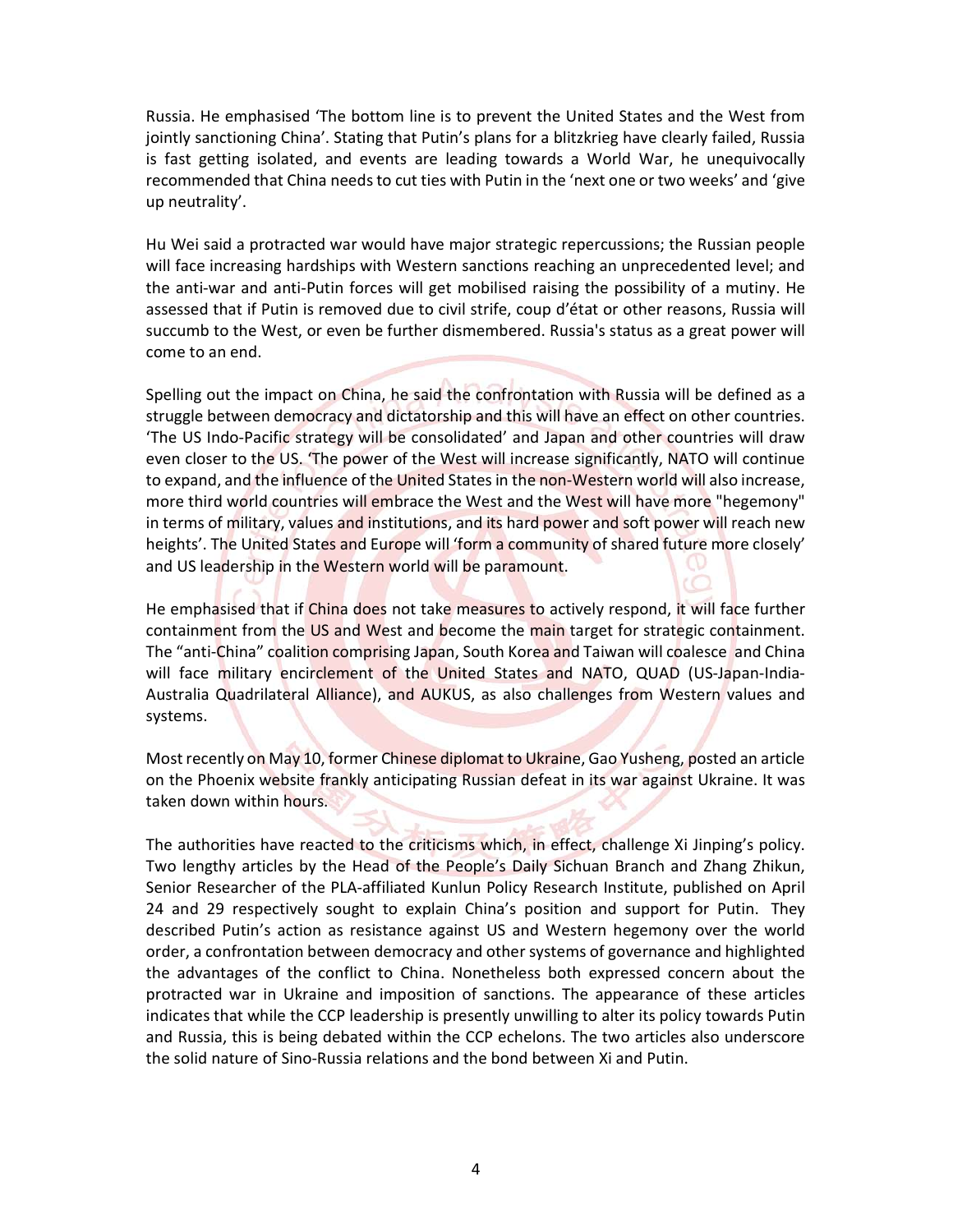Russia. He emphasised 'The bottom line is to prevent the United States and the West from jointly sanctioning China'. Stating that Putin's plans for a blitzkrieg have clearly failed, Russia is fast getting isolated, and events are leading towards a World War, he unequivocally recommended that China needs to cut ties with Putin in the 'next one or two weeks' and 'give up neutrality'.

Hu Wei said a protracted war would have major strategic repercussions; the Russian people will face increasing hardships with Western sanctions reaching an unprecedented level; and the anti-war and anti-Putin forces will get mobilised raising the possibility of a mutiny. He assessed that if Putin is removed due to civil strife, coup d'état or other reasons, Russia will succumb to the West, or even be further dismembered. Russia's status as a great power will come to an end.

Spelling out the impact on China, he said the confrontation with Russia will be defined as a struggle between democracy and dictatorship and this will have an effect on other countries. 'The US Indo-Pacific strategy will be consolidated' and Japan and other countries will draw even closer to the US. 'The power of the West will increase significantly, NATO will continue to expand, and the influence of the United States in the non-Western world will also increase, more third world countries will embrace the West and the West will have more "hegemony" in terms of military, values and institutions, and its hard power and soft power will reach new heights'. The United States and Europe will 'form a community of shared future more closely' and US leadership in the Western world will be paramount.

He emphasised that if China does not take measures to actively respond, it will face further containment from the US and West and become the main target for strategic containment. The "anti-China" coalition comprising Japan, South Korea and Taiwan will coalesce and China will face military encirclement of the United States and NATO, QUAD (US-Japan-India-Australia Quadrilateral Alliance), and AUKUS, as also challenges from Western values and systems.

Most recently on May 10, former Chinese diplomat to Ukraine, Gao Yusheng, posted an article on the Phoenix website frankly anticipating Russian defeat in its war against Ukraine. It was taken down within hours.

The authorities have reacted to the criticisms which, in effect, challenge Xi Jinping's policy. Two lengthy articles by the Head of the People's Daily Sichuan Branch and Zhang Zhikun, Senior Researcher of the PLA-affiliated Kunlun Policy Research Institute, published on April 24 and 29 respectively sought to explain China's position and support for Putin. They described Putin's action as resistance against US and Western hegemony over the world order, a confrontation between democracy and other systems of governance and highlighted the advantages of the conflict to China. Nonetheless both expressed concern about the protracted war in Ukraine and imposition of sanctions. The appearance of these articles indicates that while the CCP leadership is presently unwilling to alter its policy towards Putin and Russia, this is being debated within the CCP echelons. The two articles also underscore the solid nature of Sino-Russia relations and the bond between Xi and Putin.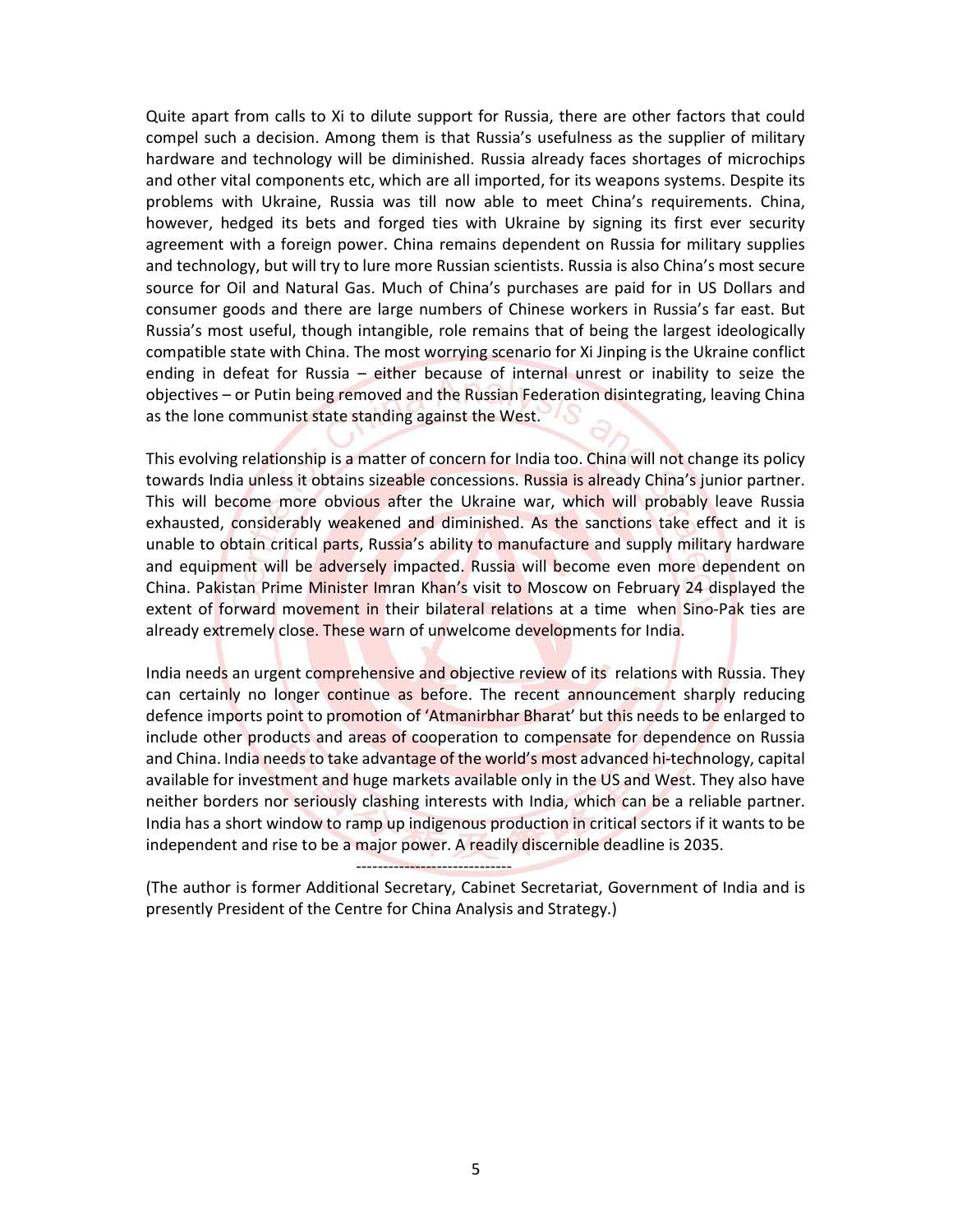Quite apart from calls to Xi to dilute support for Russia, there are other factors that could compel such a decision. Among them is that Russia's usefulness as the supplier of military hardware and technology will be diminished. Russia already faces shortages of microchips and other vital components etc, which are all imported, for its weapons systems. Despite its problems with Ukraine, Russia was till now able to meet China's requirements. China, however, hedged its bets and forged ties with Ukraine by signing its first ever security agreement with a foreign power. China remains dependent on Russia for military supplies and technology, but will try to lure more Russian scientists. Russia is also China's most secure source for Oil and Natural Gas. Much of China's purchases are paid for in US Dollars and consumer goods and there are large numbers of Chinese workers in Russia's far east. But Russia's most useful, though intangible, role remains that of being the largest ideologically compatible state with China. The most worrying scenario for Xi Jinping is the Ukraine conflict ending in defeat for Russia – either because of internal unrest or inability to seize the objectives – or Putin being removed and the Russian Federation disintegrating, leaving China as the lone communist state standing against the West.

This evolving relationship is a matter of concern for India too. China will not change its policy towards India unless it obtains sizeable concessions. Russia is already China's junior partner. This will become more obvious after the Ukraine war, which will probably leave Russia exhausted, considerably weakened and diminished. As the sanctions take effect and it is unable to obtain critical parts, Russia's ability to manufacture and supply military hardware and equipment will be adversely impacted. Russia will become even more dependent on China. Pakistan Prime Minister Imran Khan's visit to Moscow on February 24 displayed the extent of forward movement in their bilateral relations at a time when Sino-Pak ties are already extremely close. These warn of unwelcome developments for India.

India needs an urgent comprehensive and objective review of its relations with Russia. They can certainly no longer continue as before. The recent announcement sharply reducing defence imports point to promotion of 'Atmanirbhar Bharat' but this needs to be enlarged to include other products and areas of cooperation to compensate for dependence on Russia and China. India needs to take advantage of the world's most advanced hi-technology, capital available for investment and huge markets available only in the US and West. They also have neither borders nor seriously clashing interests with India, which can be a reliable partner. India has a short window to ramp up indigenous production in critical sectors if it wants to be independent and rise to be a major power. A readily discernible deadline is 2035.

----------------------------

(The author is former Additional Secretary, Cabinet Secretariat, Government of India and is presently President of the Centre for China Analysis and Strategy.)